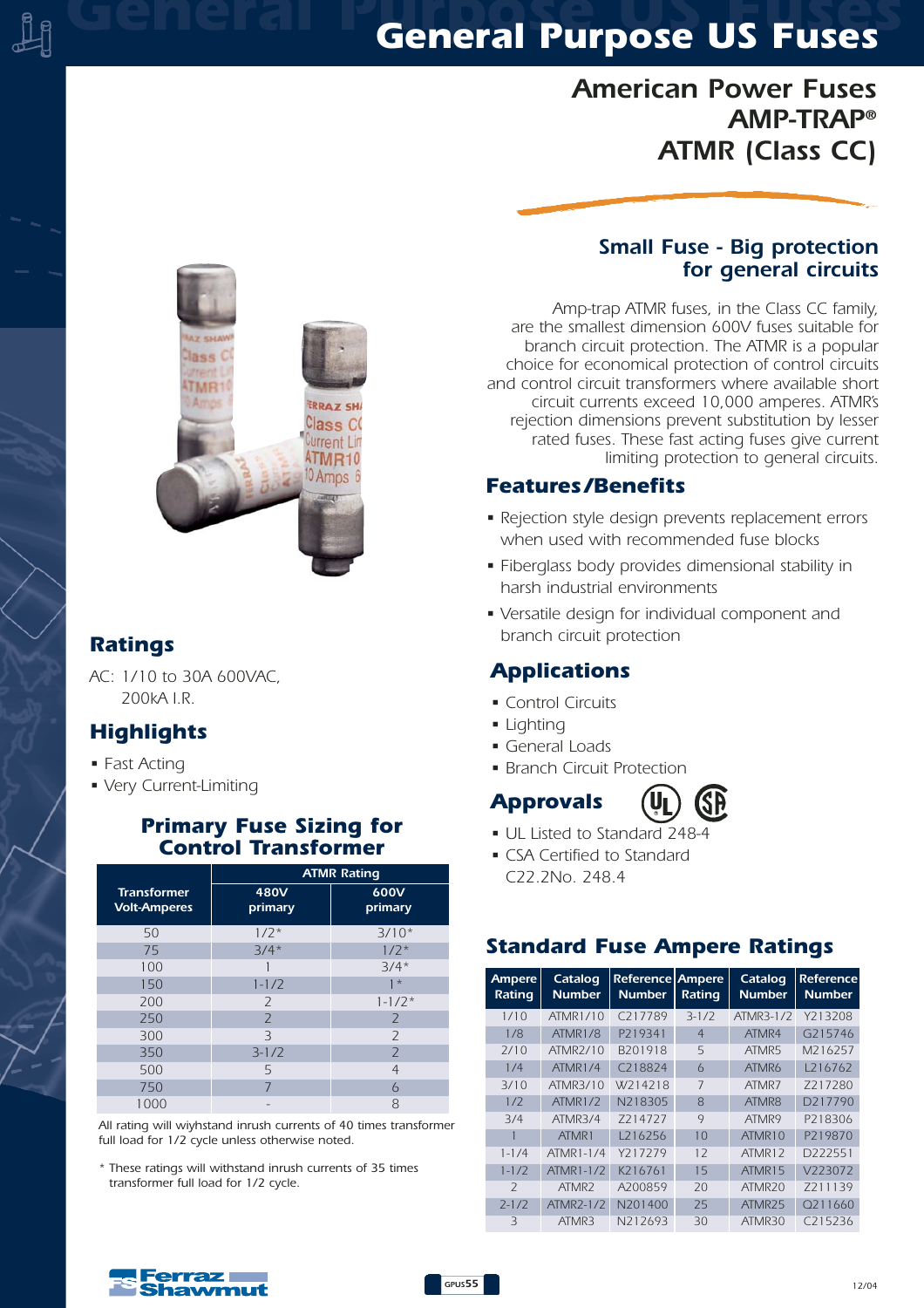# General Purpose US Fuses

## American Power Fuses
## AMP-TRAP®
## ATMR (Class CC)

### Small Fuse - Big protection for general circuits

Amp-trap ATMR fuses, in the Class CC family, are the smallest dimension 600V fuses suitable for branch circuit protection. The ATMR is a popular choice for economical protection of control circuits and control circuit transformers where available short circuit currents exceed 10,000 amperes. ATMR's rejection dimensions prevent substitution by lesser rated fuses. These fast acting fuses give current limiting protection to general circuits.

### Features/Benefits

- Rejection style design prevents replacement errors when used with recommended fuse blocks
- Fiberglass body provides dimensional stability in harsh industrial environments
- Versatile design for individual component and branch circuit protection

### Ratings

AC: 1/10 to 30A 600VAC,
200kA I.R.

### Highlights

- Fast Acting
- Very Current-Limiting

### Applications

- Control Circuits
- Lighting
- General Loads
- Branch Circuit Protection

### Approvals

- UL Listed to Standard 248-4
- CSA Certified to Standard C22.2No. 248.4

### Primary Fuse Sizing for Control Transformer

| Transformer Volt-Amperes | ATMR Rating | |
|---|---|---|
| | 480V primary | 600V primary |
| 50 | 1/2* | 3/10* |
| 75 | 3/4* | 1/2* |
| 100 | 1 | 3/4* |
| 150 | 1-1/2 | 1* |
| 200 | 2 | 1-1/2* |
| 250 | 2 | 2 |
| 300 | 3 | 2 |
| 350 | 3-1/2 | 2 |
| 500 | 5 | 4 |
| 750 | 7 | 6 |
| 1000 | - | 8 |

All rating will wiyhstand inrush currents of 40 times transformer full load for 1/2 cycle unless otherwise noted.

\* These ratings will withstand inrush currents of 35 times transformer full load for 1/2 cycle.

### Standard Fuse Ampere Ratings

| Ampere Rating | Catalog Number | Reference Number | Ampere Rating | Catalog Number | Reference Number |
|---|---|---|---|---|---|
| 1/10 | ATMR1/10 | C217789 | 3-1/2 | ATMR3-1/2 | Y213208 |
| 1/8 | ATMR1/8 | P219341 | 4 | ATMR4 | G215746 |
| 2/10 | ATMR2/10 | B201918 | 5 | ATMR5 | M216257 |
| 1/4 | ATMR1/4 | C218824 | 6 | ATMR6 | L216762 |
| 3/10 | ATMR3/10 | W214218 | 7 | ATMR7 | Z217280 |
| 1/2 | ATMR1/2 | N218305 | 8 | ATMR8 | D217790 |
| 3/4 | ATMR3/4 | Z214727 | 9 | ATMR9 | P218306 |
| 1 | ATMR1 | L216256 | 10 | ATMR10 | P219870 |
| 1-1/4 | ATMR1-1/4 | Y217279 | 12 | ATMR12 | D222551 |
| 1-1/2 | ATMR1-1/2 | K216761 | 15 | ATMR15 | V223072 |
| 2 | ATMR2 | A200859 | 20 | ATMR20 | Z211139 |
| 2-1/2 | ATMR2-1/2 | N201400 | 25 | ATMR25 | Q211660 |
| 3 | ATMR3 | N212693 | 30 | ATMR30 | C215236 |

Ferraz Shawmut

12/04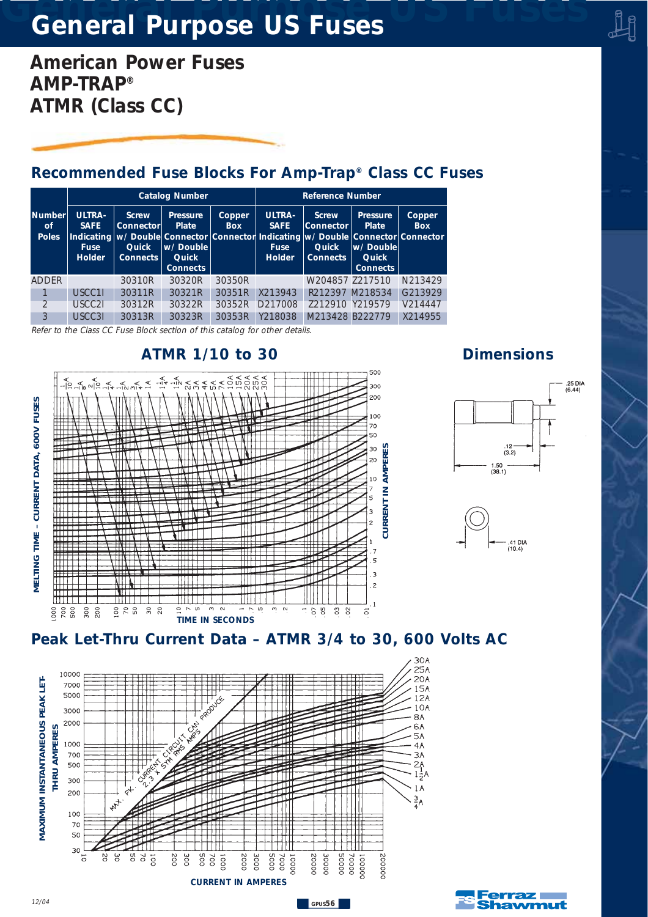# General Purpose US Fuses

## American Power Fuses
## AMP-TRAP®
## ATMR (Class CC)

## Recommended Fuse Blocks For Amp-Trap® Class CC Fuses

| Number of Poles | Catalog Number | | | | Reference Number | | | |
|---|---|---|---|---|---|---|---|---|
| | ULTRA-SAFE Indicating Fuse Holder | Screw Connector w/ Double Quick Connects | Pressure Plate Connector w/ Double Quick Connects | Copper Box Connector | ULTRA-SAFE Indicating Fuse Holder | Screw Connector w/ Double Quick Connects | Pressure Plate Connector w/ Double Quick Connects | Copper Box Connector |
| ADDER | | 30310R | 30320R | 30350R | | W204857 | Z217510 | N213429 |
| 1 | USCC1I | 30311R | 30321R | 30351R | X213943 | R212397 | M218534 | G213929 |
| 2 | USCC2I | 30312R | 30322R | 30352R | D217008 | Z212910 | Y219579 | V214447 |
| 3 | USCC3I | 30313R | 30323R | 30353R | Y218038 | M213428 | B222779 | X214955 |

*Refer to the Class CC Fuse Block section of this catalog for other details.*

## ATMR 1/10 to 30

MELTING TIME – CURRENT DATA, 600V FUSES

1/10A 1/8A 2/10A 1/4A 1/2A 3/4A 1A 1 1/4A 1 1/2A 2A 3A 4A 5A 7A 10A 15A 20A 25A 30A

CURRENT IN AMPERES

500 300 200 100 70 50 30 20 10 7 5 3 2 1 .7 .5 .3 .2 .1

TIME IN SECONDS

1000 700 500 300 200 100 70 50 30 20 10 7 5 3 2 1 .7 .5 .3 .2 .1 .07 .05 .03 .02 .01

## Dimensions

.25 DIA (6.44)

.12 (3.2)

1.50 (38.1)

.41 DIA (10.4)

## Peak Let-Thru Current Data – ATMR 3/4 to 30, 600 Volts AC

MAXIMUM INSTANTANEOUS PEAK LET-THRU AMPERES

10000 7000 5000 3000 2000 1000 700 500 300 200 100 70 50 30

MAX. PK. CURRENT CIRCUIT CAN PRODUCE 2.3 X SYM RMS AMPS

30A 25A 20A 15A 12A 10A 8A 6A 5A 4A 3A 2A 1 1/2A 1A 3/4A

CURRENT IN AMPERES

10 20 30 50 70 100 200 300 500 700 1000 2000 3000 5000 7000 10000 20000 30000 50000 70000 100000 200000

12/04